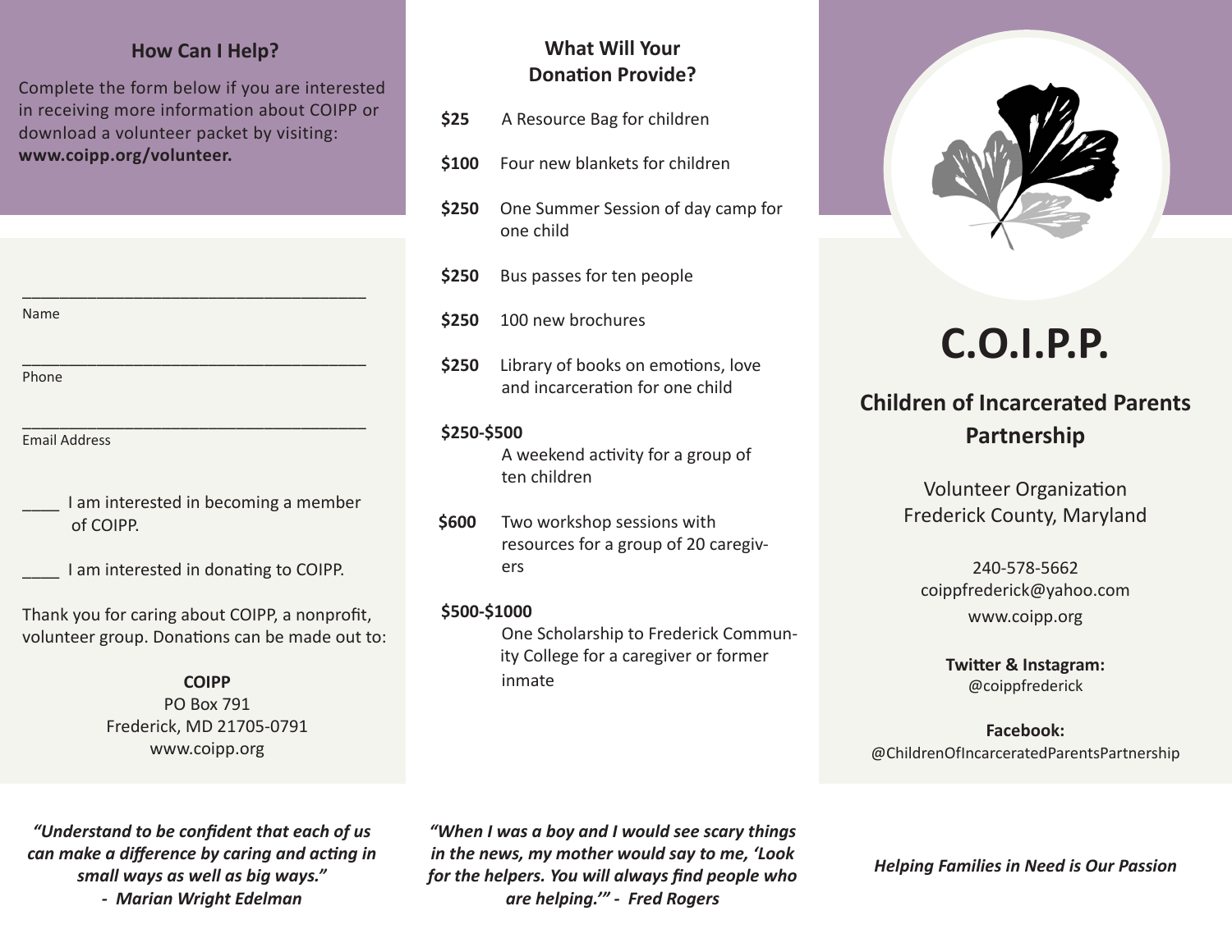## How Can I Help?

Complete the form below if you are interested in receiving more information about COIPP or download a volunteer packet by visiting: **www.coipp.org/volunteer.**

_______________________________________
Name

_______________________________________
Phone

_______________________________________
Email Address

____ I am interested in becoming a member of COIPP.

____ I am interested in donating to COIPP.

Thank you for caring about COIPP, a nonprofit, volunteer group. Donations can be made out to:

**COIPP**
PO Box 791
Frederick, MD 21705-0791
www.coipp.org

*"Understand to be confident that each of us can make a difference by caring and acting in small ways as well as big ways."*
*- Marian Wright Edelman*

## What Will Your Donation Provide?

- **$25** A Resource Bag for children
- **$100** Four new blankets for children
- **$250** One Summer Session of day camp for one child
- **$250** Bus passes for ten people
- **$250** 100 new brochures
- **$250** Library of books on emotions, love and incarceration for one child
- **$250-$500** A weekend activity for a group of ten children
- **$600** Two workshop sessions with resources for a group of 20 caregivers
- **$500-$1000** One Scholarship to Frederick Community College for a caregiver or former inmate

*"When I was a boy and I would see scary things in the news, my mother would say to me, 'Look for the helpers. You will always find people who are helping.'" - Fred Rogers*

# C.O.I.P.P.

## Children of Incarcerated Parents Partnership

Volunteer Organization
Frederick County, Maryland

240-578-5662
coippfrederick@yahoo.com
www.coipp.org

**Twitter & Instagram:**
@coippfrederick

**Facebook:**
@ChildrenOfIncarceratedParentsPartnership

*Helping Families in Need is Our Passion*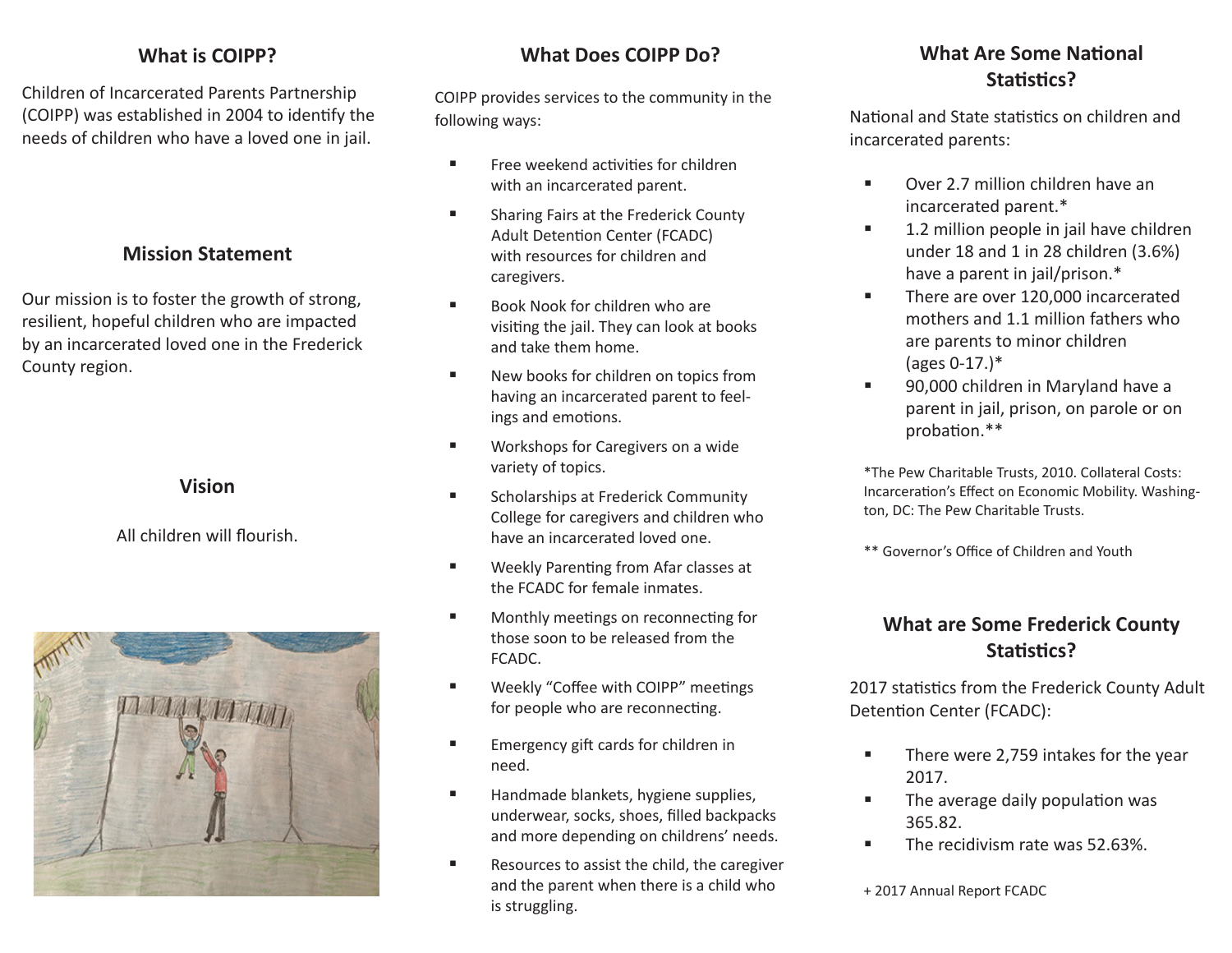## What is COIPP?

Children of Incarcerated Parents Partnership (COIPP) was established in 2004 to identify the needs of children who have a loved one in jail.

## Mission Statement

Our mission is to foster the growth of strong, resilient, hopeful children who are impacted by an incarcerated loved one in the Frederick County region.

## Vision

All children will flourish.

## What Does COIPP Do?

COIPP provides services to the community in the following ways:

- Free weekend activities for children with an incarcerated parent.
- Sharing Fairs at the Frederick County Adult Detention Center (FCADC) with resources for children and caregivers.
- Book Nook for children who are visiting the jail. They can look at books and take them home.
- New books for children on topics from having an incarcerated parent to feelings and emotions.
- Workshops for Caregivers on a wide variety of topics.
- Scholarships at Frederick Community College for caregivers and children who have an incarcerated loved one.
- Weekly Parenting from Afar classes at the FCADC for female inmates.
- Monthly meetings on reconnecting for those soon to be released from the FCADC.
- Weekly "Coffee with COIPP" meetings for people who are reconnecting.
- Emergency gift cards for children in need.
- Handmade blankets, hygiene supplies, underwear, socks, shoes, filled backpacks and more depending on childrens' needs.
- Resources to assist the child, the caregiver and the parent when there is a child who is struggling.

## What Are Some National Statistics?

National and State statistics on children and incarcerated parents:

- Over 2.7 million children have an incarcerated parent.*
- 1.2 million people in jail have children under 18 and 1 in 28 children (3.6%) have a parent in jail/prison.*
- There are over 120,000 incarcerated mothers and 1.1 million fathers who are parents to minor children (ages 0-17.)*
- 90,000 children in Maryland have a parent in jail, prison, on parole or on probation.**

*The Pew Charitable Trusts, 2010. Collateral Costs: Incarceration's Effect on Economic Mobility. Washington, DC: The Pew Charitable Trusts.

** Governor's Office of Children and Youth

## What are Some Frederick County Statistics?

2017 statistics from the Frederick County Adult Detention Center (FCADC):

- There were 2,759 intakes for the year 2017.
- The average daily population was 365.82.
- The recidivism rate was 52.63%.

+ 2017 Annual Report FCADC